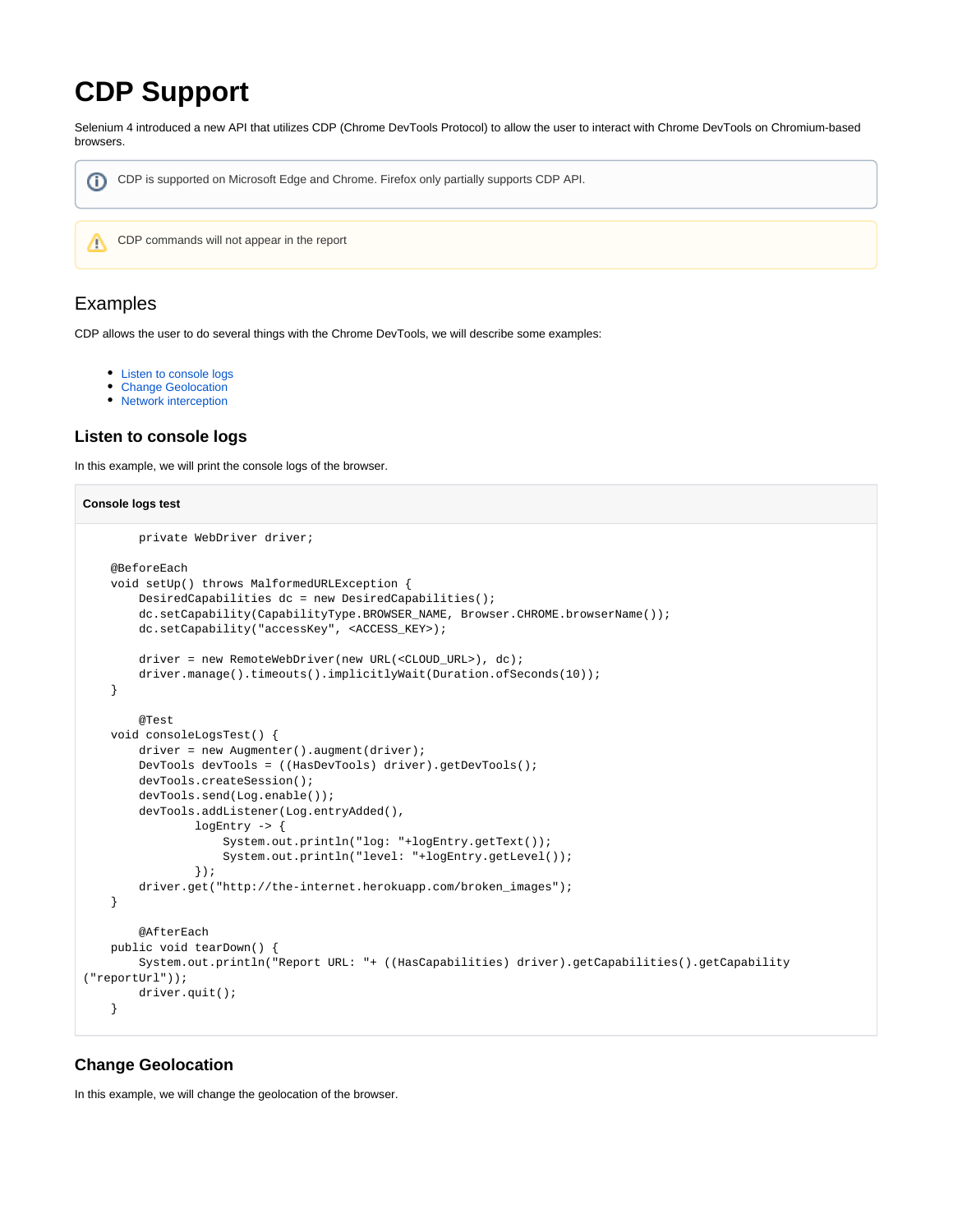# CDP Support

Selenium 4 introduced a new API that utilizes CDP (Chrome DevTools Protocol) to allow the user to interact with Chrome DevTools on Chromium-based browsers.

> CDP is supported on Microsoft Edge and Chrome. Firefox only partially supports CDP API.

> CDP commands will not appear in the report

## Examples

CDP allows the user to do several things with the Chrome DevTools, we will describe some examples:

- Listen to console logs
- Change Geolocation
- Network interception

### Listen to console logs

In this example, we will print the console logs of the browser.

**Console logs test**

```
	private WebDriver driver;

    @BeforeEach
    void setUp() throws MalformedURLException {
        DesiredCapabilities dc = new DesiredCapabilities();
        dc.setCapability(CapabilityType.BROWSER_NAME, Browser.CHROME.browserName());
        dc.setCapability("accessKey", <ACCESS_KEY>);

        driver = new RemoteWebDriver(new URL(<CLOUD_URL>), dc);
        driver.manage().timeouts().implicitlyWait(Duration.ofSeconds(10));
    }

	@Test
    void consoleLogsTest() {
        driver = new Augmenter().augment(driver);
        DevTools devTools = ((HasDevTools) driver).getDevTools();
        devTools.createSession();
        devTools.send(Log.enable());
        devTools.addListener(Log.entryAdded(),
                logEntry -> {
                    System.out.println("log: "+logEntry.getText());
                    System.out.println("level: "+logEntry.getLevel());
                });
        driver.get("http://the-internet.herokuapp.com/broken_images");
    }

	@AfterEach
    public void tearDown() {
        System.out.println("Report URL: "+ ((HasCapabilities) driver).getCapabilities().getCapability
("reportUrl"));
        driver.quit();
    }
```

### Change Geolocation

In this example, we will change the geolocation of the browser.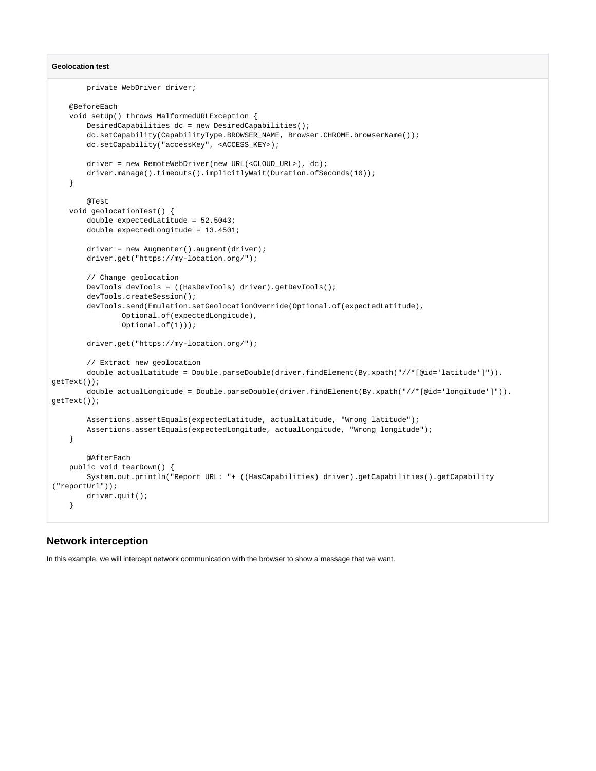**Geolocation test**

```
        private WebDriver driver;

    @BeforeEach
    void setUp() throws MalformedURLException {
        DesiredCapabilities dc = new DesiredCapabilities();
        dc.setCapability(CapabilityType.BROWSER_NAME, Browser.CHROME.browserName());
        dc.setCapability("accessKey", <ACCESS_KEY>);

        driver = new RemoteWebDriver(new URL(<CLOUD_URL>), dc);
        driver.manage().timeouts().implicitlyWait(Duration.ofSeconds(10));
    }

        @Test
    void geolocationTest() {
        double expectedLatitude = 52.5043;
        double expectedLongitude = 13.4501;

        driver = new Augmenter().augment(driver);
        driver.get("https://my-location.org/");

        // Change geolocation
        DevTools devTools = ((HasDevTools) driver).getDevTools();
        devTools.createSession();
        devTools.send(Emulation.setGeolocationOverride(Optional.of(expectedLatitude),
                Optional.of(expectedLongitude),
                Optional.of(1)));

        driver.get("https://my-location.org/");

        // Extract new geolocation
        double actualLatitude = Double.parseDouble(driver.findElement(By.xpath("//*[@id='latitude']")).
getText());
        double actualLongitude = Double.parseDouble(driver.findElement(By.xpath("//*[@id='longitude']")).
getText());

        Assertions.assertEquals(expectedLatitude, actualLatitude, "Wrong latitude");
        Assertions.assertEquals(expectedLongitude, actualLongitude, "Wrong longitude");
    }

        @AfterEach
    public void tearDown() {
        System.out.println("Report URL: "+ ((HasCapabilities) driver).getCapabilities().getCapability
("reportUrl"));
        driver.quit();
    }
```

## Network interception

In this example, we will intercept network communication with the browser to show a message that we want.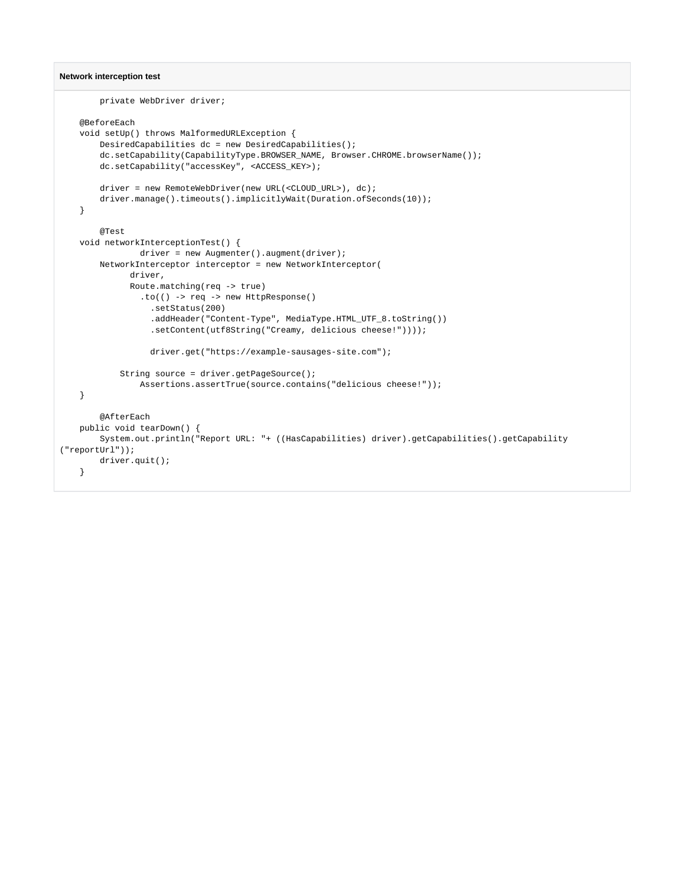**Network interception test**

```
        private WebDriver driver;

    @BeforeEach
    void setUp() throws MalformedURLException {
        DesiredCapabilities dc = new DesiredCapabilities();
        dc.setCapability(CapabilityType.BROWSER_NAME, Browser.CHROME.browserName());
        dc.setCapability("accessKey", <ACCESS_KEY>);

        driver = new RemoteWebDriver(new URL(<CLOUD_URL>), dc);
        driver.manage().timeouts().implicitlyWait(Duration.ofSeconds(10));
    }

        @Test
    void networkInterceptionTest() {
                driver = new Augmenter().augment(driver);
        NetworkInterceptor interceptor = new NetworkInterceptor(
              driver,
              Route.matching(req -> true)
                .to(() -> req -> new HttpResponse()
                  .setStatus(200)
                  .addHeader("Content-Type", MediaType.HTML_UTF_8.toString())
                  .setContent(utf8String("Creamy, delicious cheese!"))));

                  driver.get("https://example-sausages-site.com");

            String source = driver.getPageSource();
                Assertions.assertTrue(source.contains("delicious cheese!"));
    }

        @AfterEach
    public void tearDown() {
        System.out.println("Report URL: "+ ((HasCapabilities) driver).getCapabilities().getCapability
("reportUrl"));
        driver.quit();
    }
```